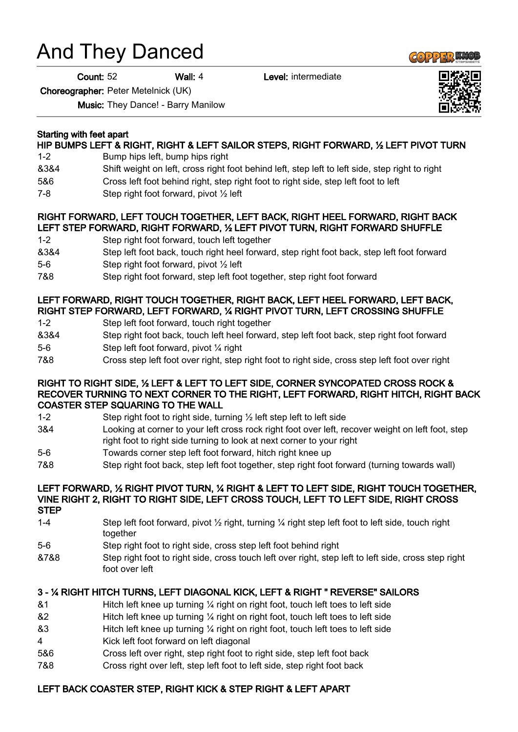# And They Danced

**Count:** 52 **Wall:** 4 **Level:** intermediate

**Choreographer:** Peter Metelnick (UK)

**Music:** They Dance! - Barry Manilow

**Starting with feet apart**

**HIP BUMPS LEFT & RIGHT, RIGHT & LEFT SAILOR STEPS, RIGHT FORWARD, ½ LEFT PIVOT TURN**

| | |
|---|---|
| 1-2 | Bump hips left, bump hips right |
| &3&4 | Shift weight on left, cross right foot behind left, step left to left side, step right to right |
| 5&6 | Cross left foot behind right, step right foot to right side, step left foot to left |
| 7-8 | Step right foot forward, pivot ½ left |

**RIGHT FORWARD, LEFT TOUCH TOGETHER, LEFT BACK, RIGHT HEEL FORWARD, RIGHT BACK LEFT STEP FORWARD, RIGHT FORWARD, ½ LEFT PIVOT TURN, RIGHT FORWARD SHUFFLE**

| | |
|---|---|
| 1-2 | Step right foot forward, touch left together |
| &3&4 | Step left foot back, touch right heel forward, step right foot back, step left foot forward |
| 5-6 | Step right foot forward, pivot ½ left |
| 7&8 | Step right foot forward, step left foot together, step right foot forward |

**LEFT FORWARD, RIGHT TOUCH TOGETHER, RIGHT BACK, LEFT HEEL FORWARD, LEFT BACK, RIGHT STEP FORWARD, LEFT FORWARD, ¼ RIGHT PIVOT TURN, LEFT CROSSING SHUFFLE**

| | |
|---|---|
| 1-2 | Step left foot forward, touch right together |
| &3&4 | Step right foot back, touch left heel forward, step left foot back, step right foot forward |
| 5-6 | Step left foot forward, pivot ¼ right |
| 7&8 | Cross step left foot over right, step right foot to right side, cross step left foot over right |

**RIGHT TO RIGHT SIDE, ½ LEFT & LEFT TO LEFT SIDE, CORNER SYNCOPATED CROSS ROCK & RECOVER TURNING TO NEXT CORNER TO THE RIGHT, LEFT FORWARD, RIGHT HITCH, RIGHT BACK COASTER STEP SQUARING TO THE WALL**

| | |
|---|---|
| 1-2 | Step right foot to right side, turning ½ left step left to left side |
| 3&4 | Looking at corner to your left cross rock right foot over left, recover weight on left foot, step right foot to right side turning to look at next corner to your right |
| 5-6 | Towards corner step left foot forward, hitch right knee up |
| 7&8 | Step right foot back, step left foot together, step right foot forward (turning towards wall) |

**LEFT FORWARD, ½ RIGHT PIVOT TURN, ¼ RIGHT & LEFT TO LEFT SIDE, RIGHT TOUCH TOGETHER, VINE RIGHT 2, RIGHT TO RIGHT SIDE, LEFT CROSS TOUCH, LEFT TO LEFT SIDE, RIGHT CROSS STEP**

| | |
|---|---|
| 1-4 | Step left foot forward, pivot ½ right, turning ¼ right step left foot to left side, touch right together |
| 5-6 | Step right foot to right side, cross step left foot behind right |
| &7&8 | Step right foot to right side, cross touch left over right, step left to left side, cross step right foot over left |

**3 - ¼ RIGHT HITCH TURNS, LEFT DIAGONAL KICK, LEFT & RIGHT " REVERSE" SAILORS**

| | |
|---|---|
| &1 | Hitch left knee up turning ¼ right on right foot, touch left toes to left side |
| &2 | Hitch left knee up turning ¼ right on right foot, touch left toes to left side |
| &3 | Hitch left knee up turning ¼ right on right foot, touch left toes to left side |
| 4 | Kick left foot forward on left diagonal |
| 5&6 | Cross left over right, step right foot to right side, step left foot back |
| 7&8 | Cross right over left, step left foot to left side, step right foot back |

**LEFT BACK COASTER STEP, RIGHT KICK & STEP RIGHT & LEFT APART**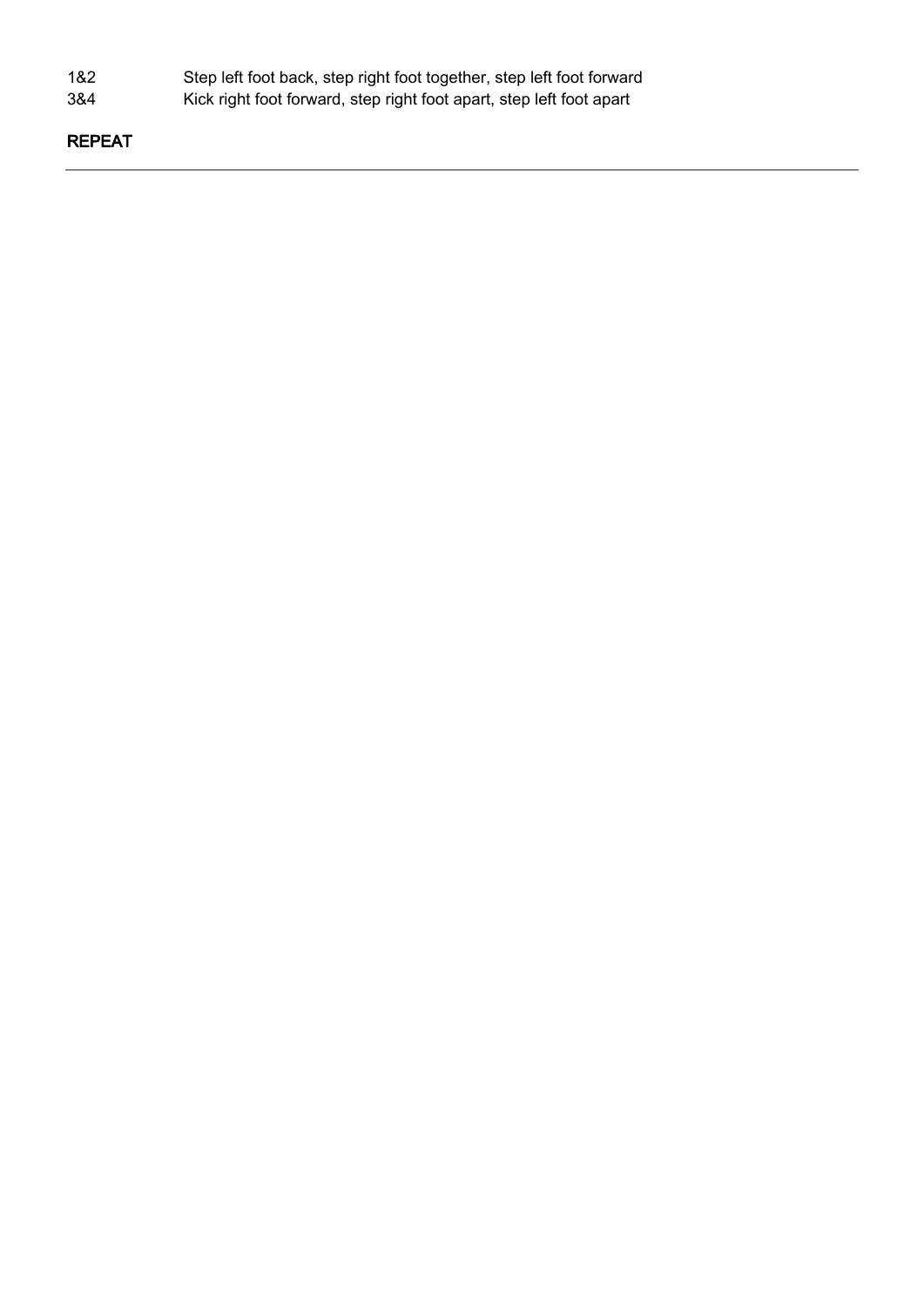| | |
|---|---|
| 1&2 | Step left foot back, step right foot together, step left foot forward |
| 3&4 | Kick right foot forward, step right foot apart, step left foot apart |

**REPEAT**

---